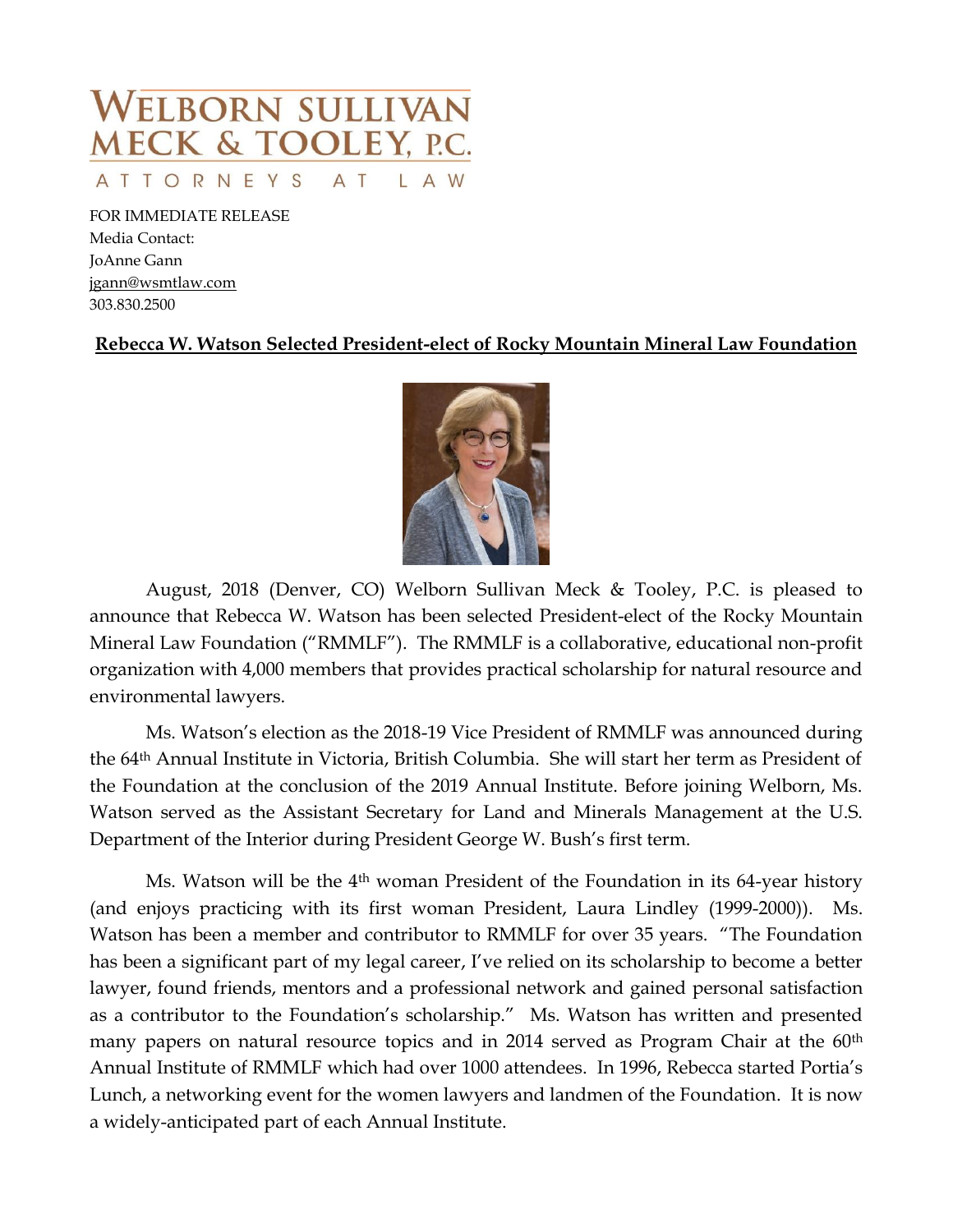# WELBORN SULLIVAN MECK & TOOLEY, P.C.

ATTORNEYS AT LAW

FOR IMMEDIATE RELEASE
Media Contact:
JoAnne Gann
jgann@wsmtlaw.com
303.830.2500

**Rebecca W. Watson Selected President-elect of Rocky Mountain Mineral Law Foundation**

August, 2018 (Denver, CO) Welborn Sullivan Meck & Tooley, P.C. is pleased to announce that Rebecca W. Watson has been selected President-elect of the Rocky Mountain Mineral Law Foundation ("RMMLF"). The RMMLF is a collaborative, educational non-profit organization with 4,000 members that provides practical scholarship for natural resource and environmental lawyers.

Ms. Watson's election as the 2018-19 Vice President of RMMLF was announced during the 64th Annual Institute in Victoria, British Columbia. She will start her term as President of the Foundation at the conclusion of the 2019 Annual Institute. Before joining Welborn, Ms. Watson served as the Assistant Secretary for Land and Minerals Management at the U.S. Department of the Interior during President George W. Bush's first term.

Ms. Watson will be the 4th woman President of the Foundation in its 64-year history (and enjoys practicing with its first woman President, Laura Lindley (1999-2000)). Ms. Watson has been a member and contributor to RMMLF for over 35 years. "The Foundation has been a significant part of my legal career, I've relied on its scholarship to become a better lawyer, found friends, mentors and a professional network and gained personal satisfaction as a contributor to the Foundation's scholarship." Ms. Watson has written and presented many papers on natural resource topics and in 2014 served as Program Chair at the 60th Annual Institute of RMMLF which had over 1000 attendees. In 1996, Rebecca started Portia's Lunch, a networking event for the women lawyers and landmen of the Foundation. It is now a widely-anticipated part of each Annual Institute.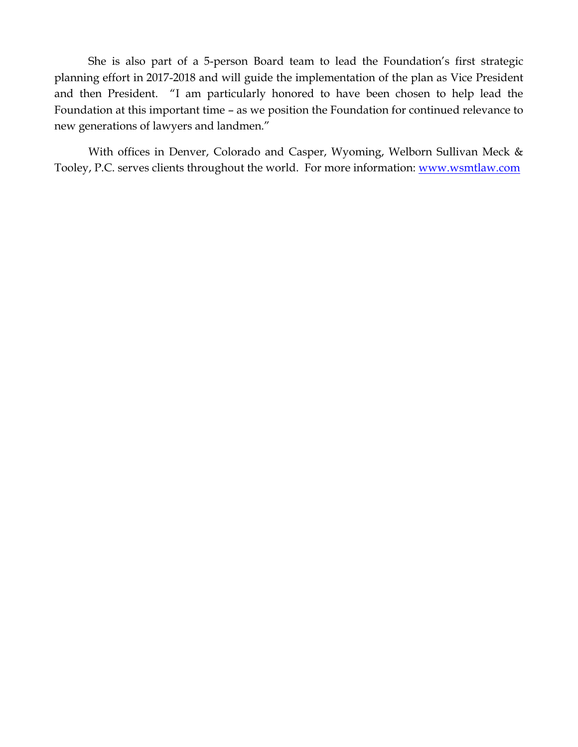She is also part of a 5-person Board team to lead the Foundation's first strategic planning effort in 2017-2018 and will guide the implementation of the plan as Vice President and then President. "I am particularly honored to have been chosen to help lead the Foundation at this important time – as we position the Foundation for continued relevance to new generations of lawyers and landmen."

With offices in Denver, Colorado and Casper, Wyoming, Welborn Sullivan Meck & Tooley, P.C. serves clients throughout the world. For more information: [www.wsmtlaw.com](http://www.wsmtlaw.com)